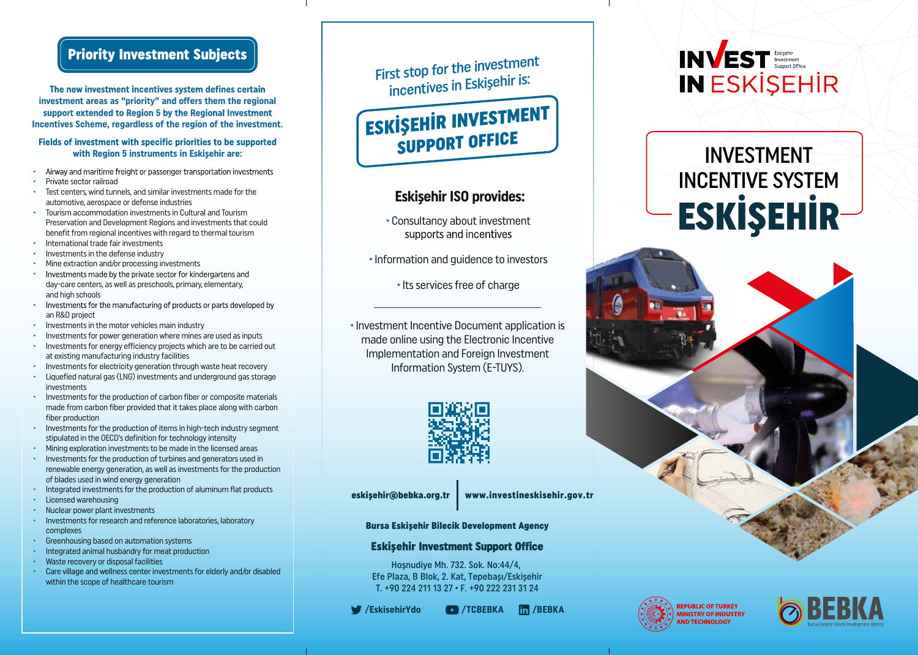## Priority Investment Subjects

**The new investment incentives system defines certain investment areas as "priority" and offers them the regional support extended to Region 5 by the Regional Investment Incentives Scheme, regardless of the region of the investment.**

**Fields of investment with specific priorities to be supported with Region 5 instruments in Eskişehir are:**

- Airway and maritime freight or passenger transportation investments
- Private sector railroad
- Test centers, wind tunnels, and similar investments made for the automotive, aerospace or defense industries
- Tourism accommodation investments in Cultural and Tourism Preservation and Development Regions and investments that could benefit from regional incentives with regard to thermal tourism
- International trade fair investments
- Investments in the defense industry
- Mine extraction and/or processing investments
- Investments made by the private sector for kindergartens and day-care centers, as well as preschools, primary, elementary, and high schools
- Investments for the manufacturing of products or parts developed by an R&D project
- Investments in the motor vehicles main industry
- Investments for power generation where mines are used as inputs
- Investments for energy efficiency projects which are to be carried out at existing manufacturing industry facilities
- Investments for electricity generation through waste heat recovery
- Liquefied natural gas (LNG) investments and underground gas storage investments
- Investments for the production of carbon fiber or composite materials made from carbon fiber provided that it takes place along with carbon fiber production
- Investments for the production of items in high-tech industry segment stipulated in the OECD's definition for technology intensity
- Mining exploration investments to be made in the licensed areas
- Investments for the production of turbines and generators used in renewable energy generation, as well as investments for the production of blades used in wind energy generation
- Integrated investments for the production of aluminum flat products
- Licensed warehousing
- Nuclear power plant investments
- Investments for research and reference laboratories, laboratory complexes
- Greenhousing based on automation systems
- Integrated animal husbandry for meat production
- Waste recovery or disposal facilities
- Care village and wellness center investments for elderly and/or disabled within the scope of healthcare tourism

First stop for the investment incentives in Eskişehir is:

## ESKİŞEHİR INVESTMENT SUPPORT OFFICE

### Eskişehir ISO provides:

- Consultancy about investment supports and incentives
- Information and guidence to investors
- Its services free of charge

- Investment Incentive Document application is made online using the Electronic Incentive Implementation and Foreign Investment Information System (E-TUYS).

**eskişehir@bebka.org.tr** | **www.investineskisehir.gov.tr**

**Bursa Eskişehir Bilecik Development Agency**

**Eskişehir Investment Support Office**

Hoşnudiye Mh. 732. Sok. No:44/4,
Efe Plaza, B Blok, 2. Kat, Tepebaşı/Eskişehir
T. +90 224 211 13 27 • F. +90 222 231 31 24

/EskisehirYdo  /TCBEBKA  /BEBKA

# INVEST IN ESKİŞEHİR

Eskişehir Investment Support Office

# INVESTMENT INCENTIVE SYSTEM ESKİŞEHİR

REPUBLIC OF TURKEY MINISTRY OF INDUSTRY AND TECHNOLOGY

BEBKA
Bursa Eskişehir Bilecik Development Agency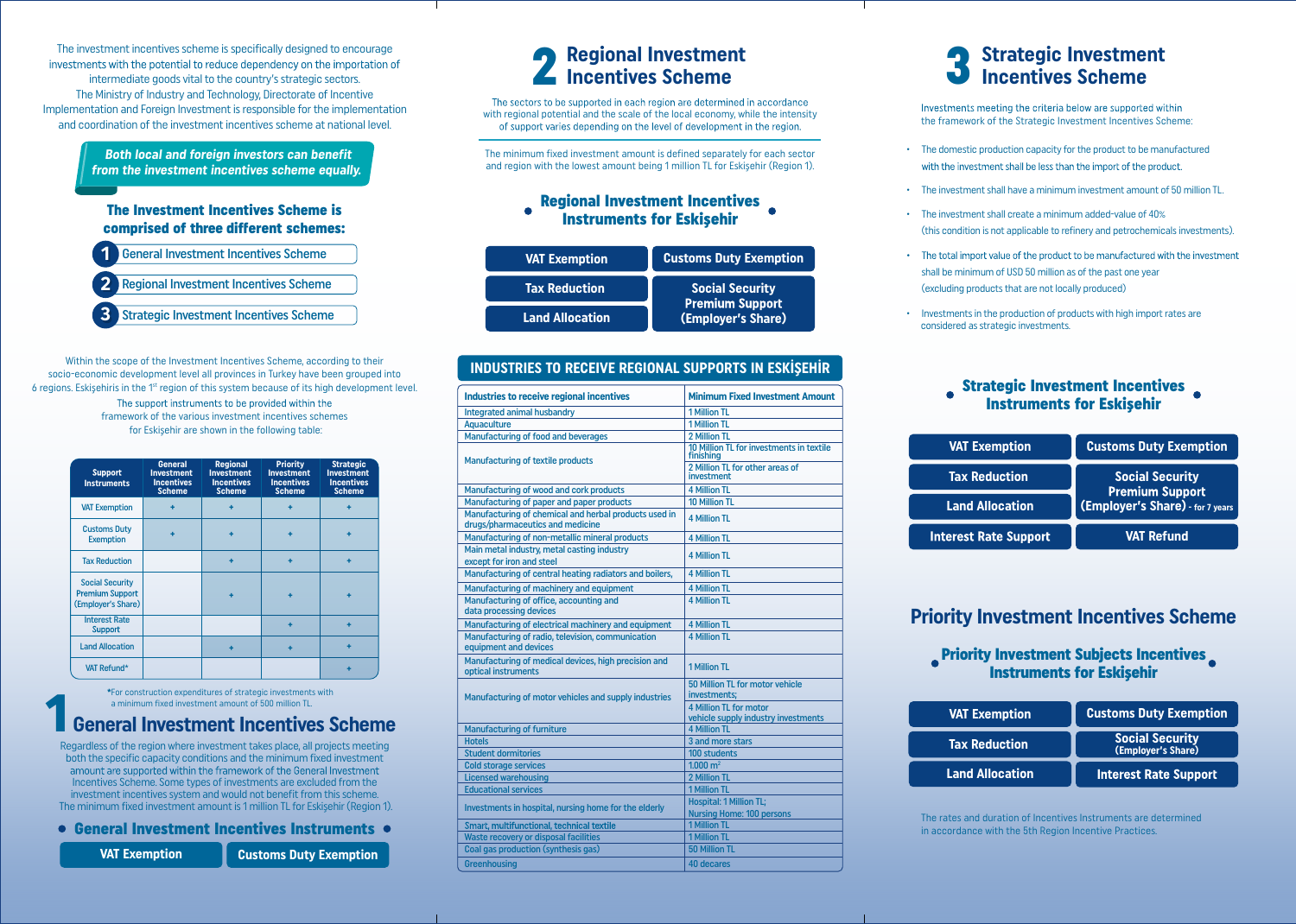The investment incentives scheme is specifically designed to encourage investments with the potential to reduce dependency on the importation of intermediate goods vital to the country's strategic sectors.
The Ministry of Industry and Technology, Directorate of Incentive Implementation and Foreign Investment is responsible for the implementation and coordination of the investment incentives scheme at national level.

***Both local and foreign investors can benefit from the investment incentives scheme equally.***

**The Investment Incentives Scheme is comprised of three different schemes:**

1. General Investment Incentives Scheme
2. Regional Investment Incentives Scheme
3. Strategic Investment Incentives Scheme

Within the scope of the Investment Incentives Scheme, according to their socio-economic development level all provinces in Turkey have been grouped into 6 regions. Eskişehir is in the 1st region of this system because of its high development level.
The support instruments to be provided within the framework of the various investment incentives schemes for Eskişehir are shown in the following table:

| Support Instruments | General Investment Incentives Scheme | Regional Investment Incentives Scheme | Priority Investment Incentives Scheme | Strategic Investment Incentives Scheme |
|---|---|---|---|---|
| VAT Exemption | + | + | + | + |
| Customs Duty Exemption | + | + | + | + |
| Tax Reduction | | + | + | + |
| Social Security Premium Support (Employer's Share) | | + | + | + |
| Interest Rate Support | | | + | + |
| Land Allocation | | + | + | + |
| VAT Refund* | | | | + |

*For construction expenditures of strategic investments with a minimum fixed investment amount of 500 million TL.

# 1 General Investment Incentives Scheme

Regardless of the region where investment takes place, all projects meeting both the specific capacity conditions and the minimum fixed investment amount are supported within the framework of the General Investment Incentives Scheme. Some types of investments are excluded from the investment incentives system and would not benefit from this scheme. The minimum fixed investment amount is 1 million TL for Eskişehir (Region 1).

## General Investment Incentives Instruments

- VAT Exemption
- Customs Duty Exemption

# 2 Regional Investment Incentives Scheme

The sectors to be supported in each region are determined in accordance with regional potential and the scale of the local economy, while the intensity of support varies depending on the level of development in the region.

The minimum fixed investment amount is defined separately for each sector and region with the lowest amount being 1 million TL for Eskişehir (Region 1).

## Regional Investment Incentives Instruments for Eskişehir

- VAT Exemption
- Customs Duty Exemption
- Tax Reduction
- Social Security Premium Support (Employer's Share)
- Land Allocation

## INDUSTRIES TO RECEIVE REGIONAL SUPPORTS IN ESKİŞEHİR

| Industries to receive regional incentives | Minimum Fixed Investment Amount |
|---|---|
| Integrated animal husbandry | 1 Million TL |
| Aquaculture | 1 Million TL |
| Manufacturing of food and beverages | 2 Million TL |
| Manufacturing of textile products | 10 Million TL for investments in textile finishing |
| | 2 Million TL for other areas of investment |
| Manufacturing of wood and cork products | 4 Million TL |
| Manufacturing of paper and paper products | 10 Million TL |
| Manufacturing of chemical and herbal products used in drugs/pharmaceutics and medicine | 4 Million TL |
| Manufacturing of non-metallic mineral products | 4 Million TL |
| Main metal industry, metal casting industry except for iron and steel | 4 Million TL |
| Manufacturing of central heating radiators and boilers, | 4 Million TL |
| Manufacturing of machinery and equipment | 4 Million TL |
| Manufacturing of office, accounting and data processing devices | 4 Million TL |
| Manufacturing of electrical machinery and equipment | 4 Million TL |
| Manufacturing of radio, television, communication equipment and devices | 4 Million TL |
| Manufacturing of medical devices, high precision and optical instruments | 1 Million TL |
| Manufacturing of motor vehicles and supply industries | 50 Million TL for motor vehicle investments; |
| | 4 Million TL for motor vehicle supply industry investments |
| Manufacturing of furniture | 4 Million TL |
| Hotels | 3 and more stars |
| Student dormitories | 100 students |
| Cold storage services | 1.000 m² |
| Licensed warehousing | 2 Million TL |
| Educational services | 1 Million TL |
| Investments in hospital, nursing home for the elderly | Hospital: 1 Million TL; Nursing Home: 100 persons |
| Smart, multifunctional, technical textile | 1 Million TL |
| Waste recovery or disposal facilities | 1 Million TL |
| Coal gas production (synthesis gas) | 50 Million TL |
| Greenhousing | 40 decares |

# 3 Strategic Investment Incentives Scheme

Investments meeting the criteria below are supported within the framework of the Strategic Investment Incentives Scheme:

- The domestic production capacity for the product to be manufactured with the investment shall be less than the import of the product.
- The investment shall have a minimum investment amount of 50 million TL.
- The investment shall create a minimum added-value of 40% (this condition is not applicable to refinery and petrochemicals investments).
- The total import value of the product to be manufactured with the investment shall be minimum of USD 50 million as of the past one year (excluding products that are not locally produced)
- Investments in the production of products with high import rates are considered as strategic investments.

## Strategic Investment Incentives Instruments for Eskişehir

- VAT Exemption
- Customs Duty Exemption
- Tax Reduction
- Social Security Premium Support (Employer's Share) - for 7 years
- Land Allocation
- Interest Rate Support
- VAT Refund

# Priority Investment Incentives Scheme

## Priority Investment Subjects Incentives Instruments for Eskişehir

- VAT Exemption
- Customs Duty Exemption
- Tax Reduction
- Social Security (Employer's Share)
- Land Allocation
- Interest Rate Support

The rates and duration of Incentives Instruments are determined in accordance with the 5th Region Incentive Practices.